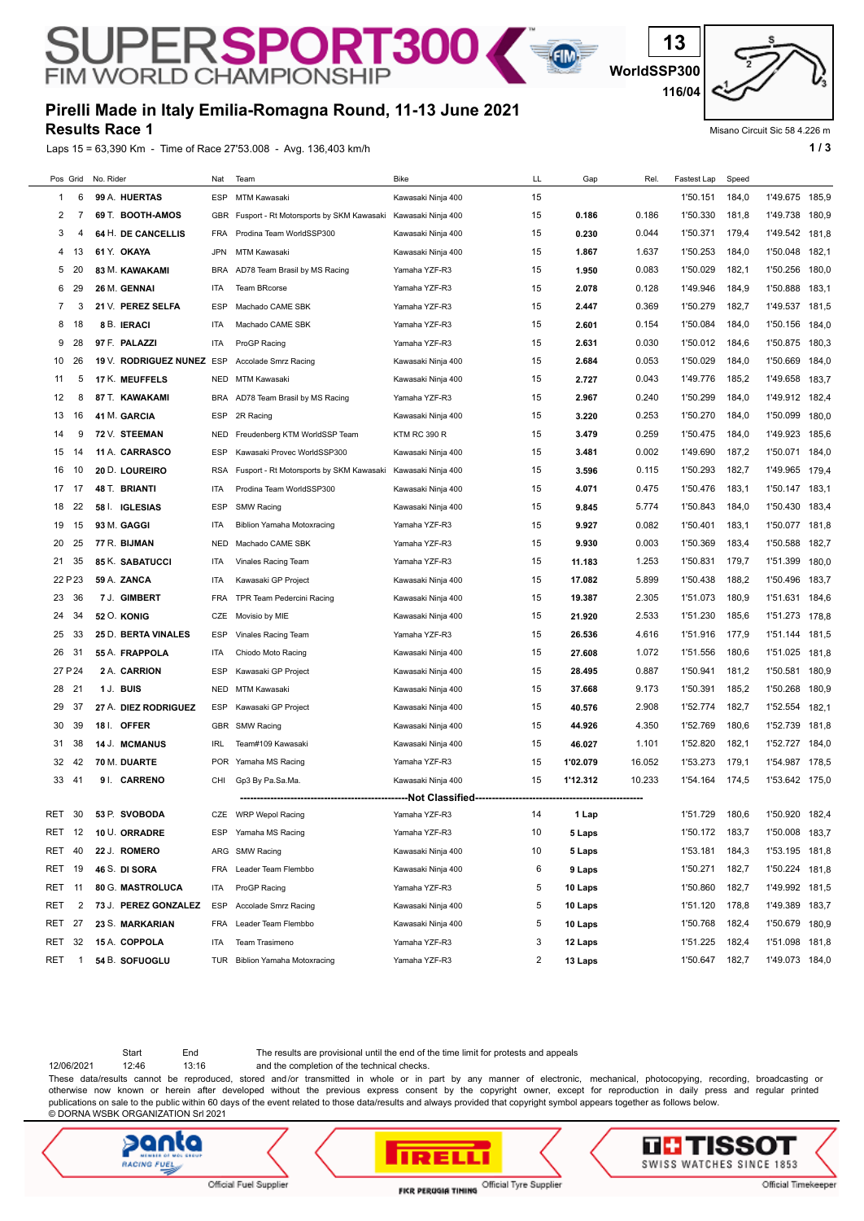# SUPERSPORT300 FIM WORLD CHAMPIONSHIP

13
WorldSSP300
116/04

## Pirelli Made in Italy Emilia-Romagna Round, 11-13 June 2021

## Results Race 1

Misano Circuit Sic 58 4.226 m

Laps 15 = 63,390 Km - Time of Race 27'53.008 - Avg. 136,403 km/h

| Pos | Grid | No. Rider | Nat | Team | Bike | LL | Gap | Rel. | Fastest Lap | Speed | | |
|---|---|---|---|---|---|---|---|---|---|---|---|---|
| 1 | 6 | 99 A. HUERTAS | ESP | MTM Kawasaki | Kawasaki Ninja 400 | 15 | | | 1'50.151 | 184,0 | 1'49.675 | 185,9 |
| 2 | 7 | 69 T. BOOTH-AMOS | GBR | Fusport - Rt Motorsports by SKM Kawasaki | Kawasaki Ninja 400 | 15 | 0.186 | 0.186 | 1'50.330 | 181,8 | 1'49.738 | 180,9 |
| 3 | 4 | 64 H. DE CANCELLIS | FRA | Prodina Team WorldSSP300 | Kawasaki Ninja 400 | 15 | 0.230 | 0.044 | 1'50.371 | 179,4 | 1'49.542 | 181,8 |
| 4 | 13 | 61 Y. OKAYA | JPN | MTM Kawasaki | Kawasaki Ninja 400 | 15 | 1.867 | 1.637 | 1'50.253 | 184,0 | 1'50.048 | 182,1 |
| 5 | 20 | 83 M. KAWAKAMI | BRA | AD78 Team Brasil by MS Racing | Yamaha YZF-R3 | 15 | 1.950 | 0.083 | 1'50.029 | 182,1 | 1'50.256 | 180,0 |
| 6 | 29 | 26 M. GENNAI | ITA | Team BRcorse | Yamaha YZF-R3 | 15 | 2.078 | 0.128 | 1'49.946 | 184,9 | 1'50.888 | 183,1 |
| 7 | 3 | 21 V. PEREZ SELFA | ESP | Machado CAME SBK | Yamaha YZF-R3 | 15 | 2.447 | 0.369 | 1'50.279 | 182,7 | 1'49.537 | 181,5 |
| 8 | 18 | 8 B. IERACI | ITA | Machado CAME SBK | Yamaha YZF-R3 | 15 | 2.601 | 0.154 | 1'50.084 | 184,0 | 1'50.156 | 184,0 |
| 9 | 28 | 97 F. PALAZZI | ITA | ProGP Racing | Yamaha YZF-R3 | 15 | 2.631 | 0.030 | 1'50.012 | 184,6 | 1'50.875 | 180,3 |
| 10 | 26 | 19 V. RODRIGUEZ NUNEZ | ESP | Accolade Smrz Racing | Kawasaki Ninja 400 | 15 | 2.684 | 0.053 | 1'50.029 | 184,0 | 1'50.669 | 184,0 |
| 11 | 5 | 17 K. MEUFFELS | NED | MTM Kawasaki | Kawasaki Ninja 400 | 15 | 2.727 | 0.043 | 1'49.776 | 185,2 | 1'49.658 | 183,7 |
| 12 | 8 | 87 T. KAWAKAMI | BRA | AD78 Team Brasil by MS Racing | Yamaha YZF-R3 | 15 | 2.967 | 0.240 | 1'50.299 | 184,0 | 1'49.912 | 182,4 |
| 13 | 16 | 41 M. GARCIA | ESP | 2R Racing | Kawasaki Ninja 400 | 15 | 3.220 | 0.253 | 1'50.270 | 184,0 | 1'50.099 | 180,0 |
| 14 | 9 | 72 V. STEEMAN | NED | Freudenberg KTM WorldSSP Team | KTM RC 390 R | 15 | 3.479 | 0.259 | 1'50.475 | 184,0 | 1'49.923 | 185,6 |
| 15 | 14 | 11 A. CARRASCO | ESP | Kawasaki Provec WorldSSP300 | Kawasaki Ninja 400 | 15 | 3.481 | 0.002 | 1'49.690 | 187,2 | 1'50.071 | 184,0 |
| 16 | 10 | 20 D. LOUREIRO | RSA | Fusport - Rt Motorsports by SKM Kawasaki | Kawasaki Ninja 400 | 15 | 3.596 | 0.115 | 1'50.293 | 182,7 | 1'49.965 | 179,4 |
| 17 | 17 | 48 T. BRIANTI | ITA | Prodina Team WorldSSP300 | Kawasaki Ninja 400 | 15 | 4.071 | 0.475 | 1'50.476 | 183,1 | 1'50.147 | 183,1 |
| 18 | 22 | 58 I. IGLESIAS | ESP | SMW Racing | Kawasaki Ninja 400 | 15 | 9.845 | 5.774 | 1'50.843 | 184,0 | 1'50.430 | 183,4 |
| 19 | 15 | 93 M. GAGGI | ITA | Biblion Yamaha Motoxracing | Yamaha YZF-R3 | 15 | 9.927 | 0.082 | 1'50.401 | 183,1 | 1'50.077 | 181,8 |
| 20 | 25 | 77 R. BIJMAN | NED | Machado CAME SBK | Yamaha YZF-R3 | 15 | 9.930 | 0.003 | 1'50.369 | 183,4 | 1'50.588 | 182,7 |
| 21 | 35 | 85 K. SABATUCCI | ITA | Vinales Racing Team | Yamaha YZF-R3 | 15 | 11.183 | 1.253 | 1'50.831 | 179,7 | 1'51.399 | 180,0 |
| 22 | P 23 | 59 A. ZANCA | ITA | Kawasaki GP Project | Kawasaki Ninja 400 | 15 | 17.082 | 5.899 | 1'50.438 | 188,2 | 1'50.496 | 183,7 |
| 23 | 36 | 7 J. GIMBERT | FRA | TPR Team Pedercini Racing | Kawasaki Ninja 400 | 15 | 19.387 | 2.305 | 1'51.073 | 180,9 | 1'51.631 | 184,6 |
| 24 | 34 | 52 O. KONIG | CZE | Movisio by MIE | Kawasaki Ninja 400 | 15 | 21.920 | 2.533 | 1'51.230 | 185,6 | 1'51.273 | 178,8 |
| 25 | 33 | 25 D. BERTA VINALES | ESP | Vinales Racing Team | Yamaha YZF-R3 | 15 | 26.536 | 4.616 | 1'51.916 | 177,9 | 1'51.144 | 181,5 |
| 26 | 31 | 55 A. FRAPPOLA | ITA | Chiodo Moto Racing | Kawasaki Ninja 400 | 15 | 27.608 | 1.072 | 1'51.556 | 180,6 | 1'51.025 | 181,8 |
| 27 | P 24 | 2 A. CARRION | ESP | Kawasaki GP Project | Kawasaki Ninja 400 | 15 | 28.495 | 0.887 | 1'50.941 | 181,2 | 1'50.581 | 180,9 |
| 28 | 21 | 1 J. BUIS | NED | MTM Kawasaki | Kawasaki Ninja 400 | 15 | 37.668 | 9.173 | 1'50.391 | 185,2 | 1'50.268 | 180,9 |
| 29 | 37 | 27 A. DIEZ RODRIGUEZ | ESP | Kawasaki GP Project | Kawasaki Ninja 400 | 15 | 40.576 | 2.908 | 1'52.774 | 182,7 | 1'52.554 | 182,1 |
| 30 | 39 | 18 I. OFFER | GBR | SMW Racing | Kawasaki Ninja 400 | 15 | 44.926 | 4.350 | 1'52.769 | 180,6 | 1'52.739 | 181,8 |
| 31 | 38 | 14 J. MCMANUS | IRL | Team#109 Kawasaki | Kawasaki Ninja 400 | 15 | 46.027 | 1.101 | 1'52.820 | 182,1 | 1'52.727 | 184,0 |
| 32 | 42 | 70 M. DUARTE | POR | Yamaha MS Racing | Yamaha YZF-R3 | 15 | 1'02.079 | 16.052 | 1'53.273 | 179,1 | 1'54.987 | 178,5 |
| 33 | 41 | 9 I. CARRENO | CHI | Gp3 By Pa.Sa.Ma. | Kawasaki Ninja 400 | 15 | 1'12.312 | 10.233 | 1'54.164 | 174,5 | 1'53.642 | 175,0 |
| | | | | | **Not Classified** | | | | | | | |
| RET | 30 | 53 P. SVOBODA | CZE | WRP Wepol Racing | Yamaha YZF-R3 | 14 | 1 Lap | | 1'51.729 | 180,6 | 1'50.920 | 182,4 |
| RET | 12 | 10 U. ORRADRE | ESP | Yamaha MS Racing | Yamaha YZF-R3 | 10 | 5 Laps | | 1'50.172 | 183,7 | 1'50.008 | 183,7 |
| RET | 40 | 22 J. ROMERO | ARG | SMW Racing | Kawasaki Ninja 400 | 10 | 5 Laps | | 1'53.181 | 184,3 | 1'53.195 | 181,8 |
| RET | 19 | 46 S. DI SORA | FRA | Leader Team Flembbo | Kawasaki Ninja 400 | 6 | 9 Laps | | 1'50.271 | 182,7 | 1'50.224 | 181,8 |
| RET | 11 | 80 G. MASTROLUCA | ITA | ProGP Racing | Yamaha YZF-R3 | 5 | 10 Laps | | 1'50.860 | 182,7 | 1'49.992 | 181,5 |
| RET | 2 | 73 J. PEREZ GONZALEZ | ESP | Accolade Smrz Racing | Kawasaki Ninja 400 | 5 | 10 Laps | | 1'51.120 | 178,8 | 1'49.389 | 183,7 |
| RET | 27 | 23 S. MARKARIAN | FRA | Leader Team Flembbo | Kawasaki Ninja 400 | 5 | 10 Laps | | 1'50.768 | 182,4 | 1'50.679 | 180,9 |
| RET | 32 | 15 A. COPPOLA | ITA | Team Trasimeno | Yamaha YZF-R3 | 3 | 12 Laps | | 1'51.225 | 182,4 | 1'51.098 | 181,8 |
| RET | 1 | 54 B. SOFUOGLU | TUR | Biblion Yamaha Motoxracing | Yamaha YZF-R3 | 2 | 13 Laps | | 1'50.647 | 182,7 | 1'49.073 | 184,0 |

| | Start | End |
|---|---|---|
| 12/06/2021 | 12:46 | 13:16 |

The results are provisional until the end of the time limit for protests and appeals and the completion of the technical checks.

These data/results cannot be reproduced, stored and/or transmitted in whole or in part by any manner of electronic, mechanical, photocopying, recording, broadcasting or otherwise now known or herein after developed without the previous express consent by the copyright owner, except for reproduction in daily press and regular printed publications on sale to the public within 60 days of the event related to those data/results and always provided that copyright symbol appears together as follows below.
© DORNA WSBK ORGANIZATION Srl 2021

Official Fuel Supplier — Official Tyre Supplier — FICR PERUGIA TIMING — TISSOT SWISS WATCHES SINCE 1853 Official Timekeeper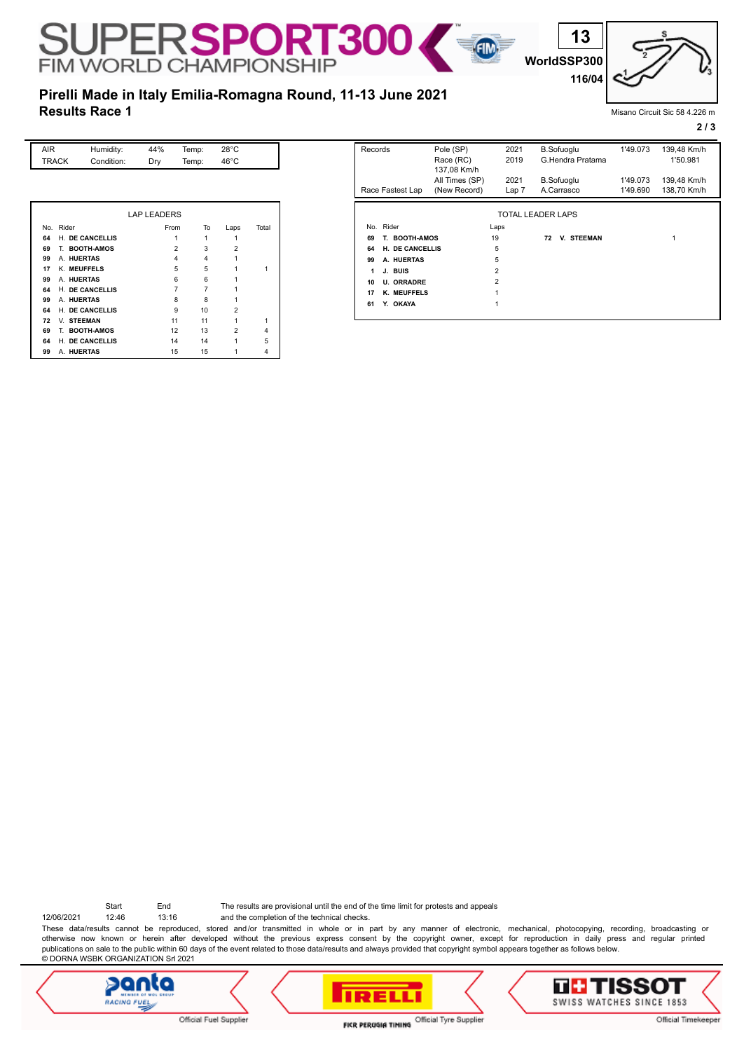# SUPERSPORT300 FIM WORLD CHAMPIONSHIP

13
WorldSSP300
116/04

## Pirelli Made in Italy Emilia-Romagna Round, 11-13 June 2021
## Results Race 1

Misano Circuit Sic 58 4.226 m

| AIR | Humidity: | 44% | Temp: | 28°C |
|---|---|---|---|---|
| TRACK | Condition: | Dry | Temp: | 46°C |

| Records | | | | | |
|---|---|---|---|---|---|
| | Pole (SP) | 2021 | B.Sofuoglu | 1'49.073 | 139,48 Km/h |
| | Race (RC) | 2019 | G.Hendra Pratama | | 1'50.981 |
| | 137,08 Km/h | | | | |
| | All Times (SP) | 2021 | B.Sofuoglu | 1'49.073 | 139,48 Km/h |
| Race Fastest Lap | (New Record) | Lap 7 | A.Carrasco | 1'49.690 | 138,70 Km/h |

### LAP LEADERS

| No. | Rider | From | To | Laps | Total |
|---|---|---|---|---|---|
| 64 | H. DE CANCELLIS | 1 | 1 | 1 | |
| 69 | T. BOOTH-AMOS | 2 | 3 | 2 | |
| 99 | A. HUERTAS | 4 | 4 | 1 | |
| 17 | K. MEUFFELS | 5 | 5 | 1 | 1 |
| 99 | A. HUERTAS | 6 | 6 | 1 | |
| 64 | H. DE CANCELLIS | 7 | 7 | 1 | |
| 99 | A. HUERTAS | 8 | 8 | 1 | |
| 64 | H. DE CANCELLIS | 9 | 10 | 2 | |
| 72 | V. STEEMAN | 11 | 11 | 1 | 1 |
| 69 | T. BOOTH-AMOS | 12 | 13 | 2 | 4 |
| 64 | H. DE CANCELLIS | 14 | 14 | 1 | 5 |
| 99 | A. HUERTAS | 15 | 15 | 1 | 4 |

### TOTAL LEADER LAPS

| No. | Rider | Laps | No. | Rider | Laps |
|---|---|---|---|---|---|
| 69 | T. BOOTH-AMOS | 19 | 72 | V. STEEMAN | 1 |
| 64 | H. DE CANCELLIS | 5 | | | |
| 99 | A. HUERTAS | 5 | | | |
| 1 | J. BUIS | 2 | | | |
| 10 | U. ORRADRE | 2 | | | |
| 17 | K. MEUFFELS | 1 | | | |
| 61 | Y. OKAYA | 1 | | | |

| | Start | End |
|---|---|---|
| 12/06/2021 | 12:46 | 13:16 |

The results are provisional until the end of the time limit for protests and appeals and the completion of the technical checks.

These data/results cannot be reproduced, stored and/or transmitted in whole or in part by any manner of electronic, mechanical, photocopying, recording, broadcasting or otherwise now known or herein after developed without the previous express consent by the copyright owner, except for reproduction in daily press and regular printed publications on sale to the public within 60 days of the event related to those data/results and always provided that copyright symbol appears together as follows below.
© DORNA WSBK ORGANIZATION Srl 2021

Official Fuel Supplier · Official Tyre Supplier · Official Timekeeper
FICR PERUGIA TIMING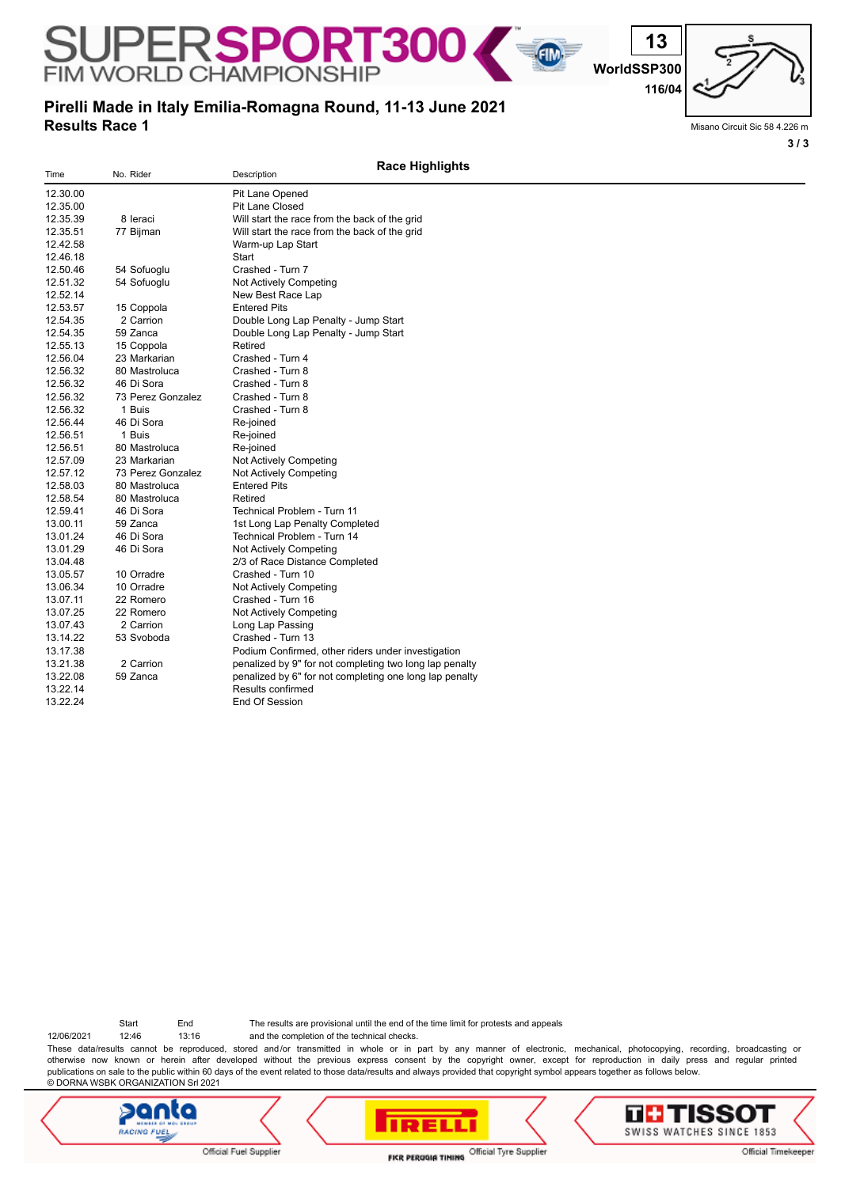# SUPERSPORT300 FIM WORLD CHAMPIONSHIP

**13**
**WorldSSP300**
**116/04**

## Pirelli Made in Italy Emilia-Romagna Round, 11-13 June 2021
## Results Race 1

Misano Circuit Sic 58 4.226 m

### Race Highlights

| Time | No. Rider | Description |
|---|---|---|
| 12.30.00 | | Pit Lane Opened |
| 12.35.00 | | Pit Lane Closed |
| 12.35.39 | 8 Ieraci | Will start the race from the back of the grid |
| 12.35.51 | 77 Bijman | Will start the race from the back of the grid |
| 12.42.58 | | Warm-up Lap Start |
| 12.46.18 | | Start |
| 12.50.46 | 54 Sofuoglu | Crashed - Turn 7 |
| 12.51.32 | 54 Sofuoglu | Not Actively Competing |
| 12.52.14 | | New Best Race Lap |
| 12.53.57 | 15 Coppola | Entered Pits |
| 12.54.35 | 2 Carrion | Double Long Lap Penalty - Jump Start |
| 12.54.35 | 59 Zanca | Double Long Lap Penalty - Jump Start |
| 12.55.13 | 15 Coppola | Retired |
| 12.56.04 | 23 Markarian | Crashed - Turn 4 |
| 12.56.32 | 80 Mastroluca | Crashed - Turn 8 |
| 12.56.32 | 46 Di Sora | Crashed - Turn 8 |
| 12.56.32 | 73 Perez Gonzalez | Crashed - Turn 8 |
| 12.56.32 | 1 Buis | Crashed - Turn 8 |
| 12.56.44 | 46 Di Sora | Re-joined |
| 12.56.51 | 1 Buis | Re-joined |
| 12.56.51 | 80 Mastroluca | Re-joined |
| 12.57.09 | 23 Markarian | Not Actively Competing |
| 12.57.12 | 73 Perez Gonzalez | Not Actively Competing |
| 12.58.03 | 80 Mastroluca | Entered Pits |
| 12.58.54 | 80 Mastroluca | Retired |
| 12.59.41 | 46 Di Sora | Technical Problem - Turn 11 |
| 13.00.11 | 59 Zanca | 1st Long Lap Penalty Completed |
| 13.01.24 | 46 Di Sora | Technical Problem - Turn 14 |
| 13.01.29 | 46 Di Sora | Not Actively Competing |
| 13.04.48 | | 2/3 of Race Distance Completed |
| 13.05.57 | 10 Orradre | Crashed - Turn 10 |
| 13.06.34 | 10 Orradre | Not Actively Competing |
| 13.07.11 | 22 Romero | Crashed - Turn 16 |
| 13.07.25 | 22 Romero | Not Actively Competing |
| 13.07.43 | 2 Carrion | Long Lap Passing |
| 13.14.22 | 53 Svoboda | Crashed - Turn 13 |
| 13.17.38 | | Podium Confirmed, other riders under investigation |
| 13.21.38 | 2 Carrion | penalized by 9" for not completing two long lap penalty |
| 13.22.08 | 59 Zanca | penalized by 6" for not completing one long lap penalty |
| 13.22.14 | | Results confirmed |
| 13.22.24 | | End Of Session |

| | Start | End |
|---|---|---|
| 12/06/2021 | 12:46 | 13:16 |

The results are provisional until the end of the time limit for protests and appeals and the completion of the technical checks.

These data/results cannot be reproduced, stored and/or transmitted in whole or in part by any manner of electronic, mechanical, photocopying, recording, broadcasting or otherwise now known or herein after developed without the previous express consent by the copyright owner, except for reproduction in daily press and regular printed publications on sale to the public within 60 days of the event related to those data/results and always provided that copyright symbol appears together as follows below.
© DORNA WSBK ORGANIZATION Srl 2021

Official Fuel Supplier — Official Tyre Supplier — Official Timekeeper